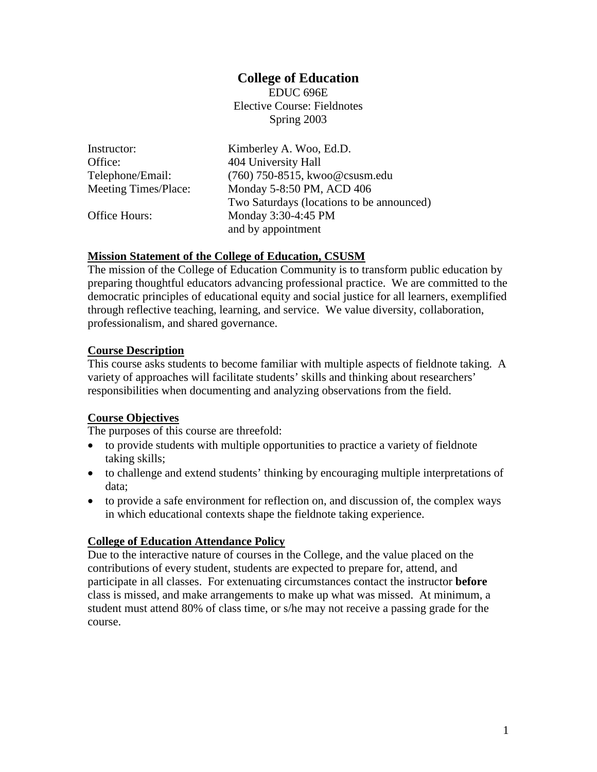# College of Education

EDUC 696E
Elective Course: Fieldnotes
Spring 2003

| | |
|---|---|
| Instructor: | Kimberley A. Woo, Ed.D. |
| Office: | 404 University Hall |
| Telephone/Email: | (760) 750-8515, kwoo@csusm.edu |
| Meeting Times/Place: | Monday 5-8:50 PM, ACD 406<br>Two Saturdays (locations to be announced) |
| Office Hours: | Monday 3:30-4:45 PM<br>and by appointment |

## Mission Statement of the College of Education, CSUSM

The mission of the College of Education Community is to transform public education by preparing thoughtful educators advancing professional practice. We are committed to the democratic principles of educational equity and social justice for all learners, exemplified through reflective teaching, learning, and service. We value diversity, collaboration, professionalism, and shared governance.

## Course Description

This course asks students to become familiar with multiple aspects of fieldnote taking. A variety of approaches will facilitate students' skills and thinking about researchers' responsibilities when documenting and analyzing observations from the field.

## Course Objectives

The purposes of this course are threefold:

- to provide students with multiple opportunities to practice a variety of fieldnote taking skills;
- to challenge and extend students' thinking by encouraging multiple interpretations of data;
- to provide a safe environment for reflection on, and discussion of, the complex ways in which educational contexts shape the fieldnote taking experience.

## College of Education Attendance Policy

Due to the interactive nature of courses in the College, and the value placed on the contributions of every student, students are expected to prepare for, attend, and participate in all classes. For extenuating circumstances contact the instructor **before** class is missed, and make arrangements to make up what was missed. At minimum, a student must attend 80% of class time, or s/he may not receive a passing grade for the course.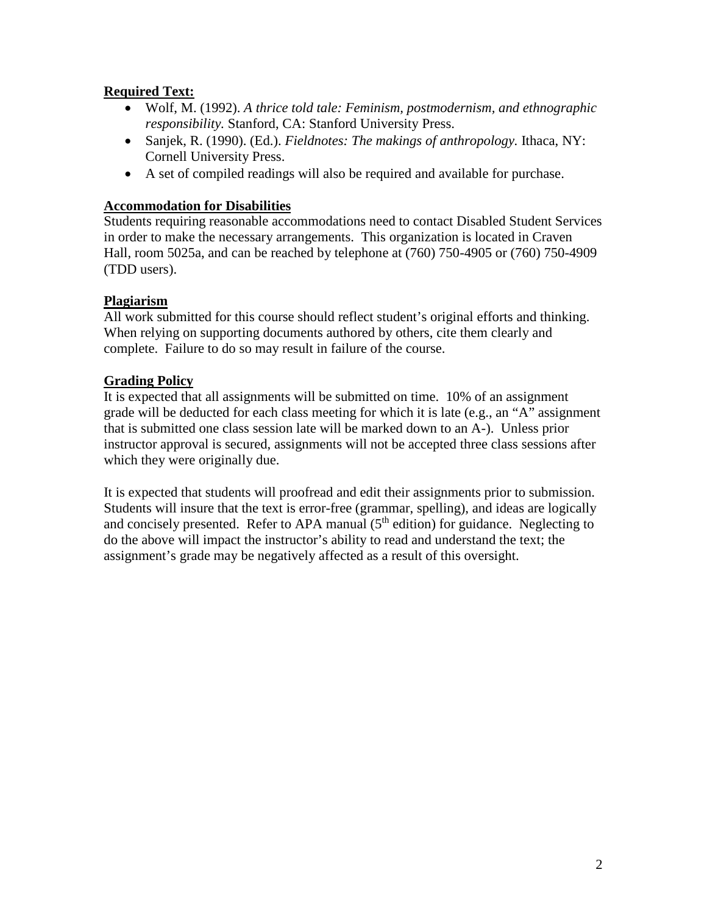**Required Text:**

- Wolf, M. (1992). *A thrice told tale: Feminism, postmodernism, and ethnographic responsibility.* Stanford, CA: Stanford University Press.
- Sanjek, R. (1990). (Ed.). *Fieldnotes: The makings of anthropology.* Ithaca, NY: Cornell University Press.
- A set of compiled readings will also be required and available for purchase.

**Accommodation for Disabilities**

Students requiring reasonable accommodations need to contact Disabled Student Services in order to make the necessary arrangements. This organization is located in Craven Hall, room 5025a, and can be reached by telephone at (760) 750-4905 or (760) 750-4909 (TDD users).

**Plagiarism**

All work submitted for this course should reflect student's original efforts and thinking. When relying on supporting documents authored by others, cite them clearly and complete. Failure to do so may result in failure of the course.

**Grading Policy**

It is expected that all assignments will be submitted on time. 10% of an assignment grade will be deducted for each class meeting for which it is late (e.g., an "A" assignment that is submitted one class session late will be marked down to an A-). Unless prior instructor approval is secured, assignments will not be accepted three class sessions after which they were originally due.

It is expected that students will proofread and edit their assignments prior to submission. Students will insure that the text is error-free (grammar, spelling), and ideas are logically and concisely presented. Refer to APA manual (5th edition) for guidance. Neglecting to do the above will impact the instructor's ability to read and understand the text; the assignment's grade may be negatively affected as a result of this oversight.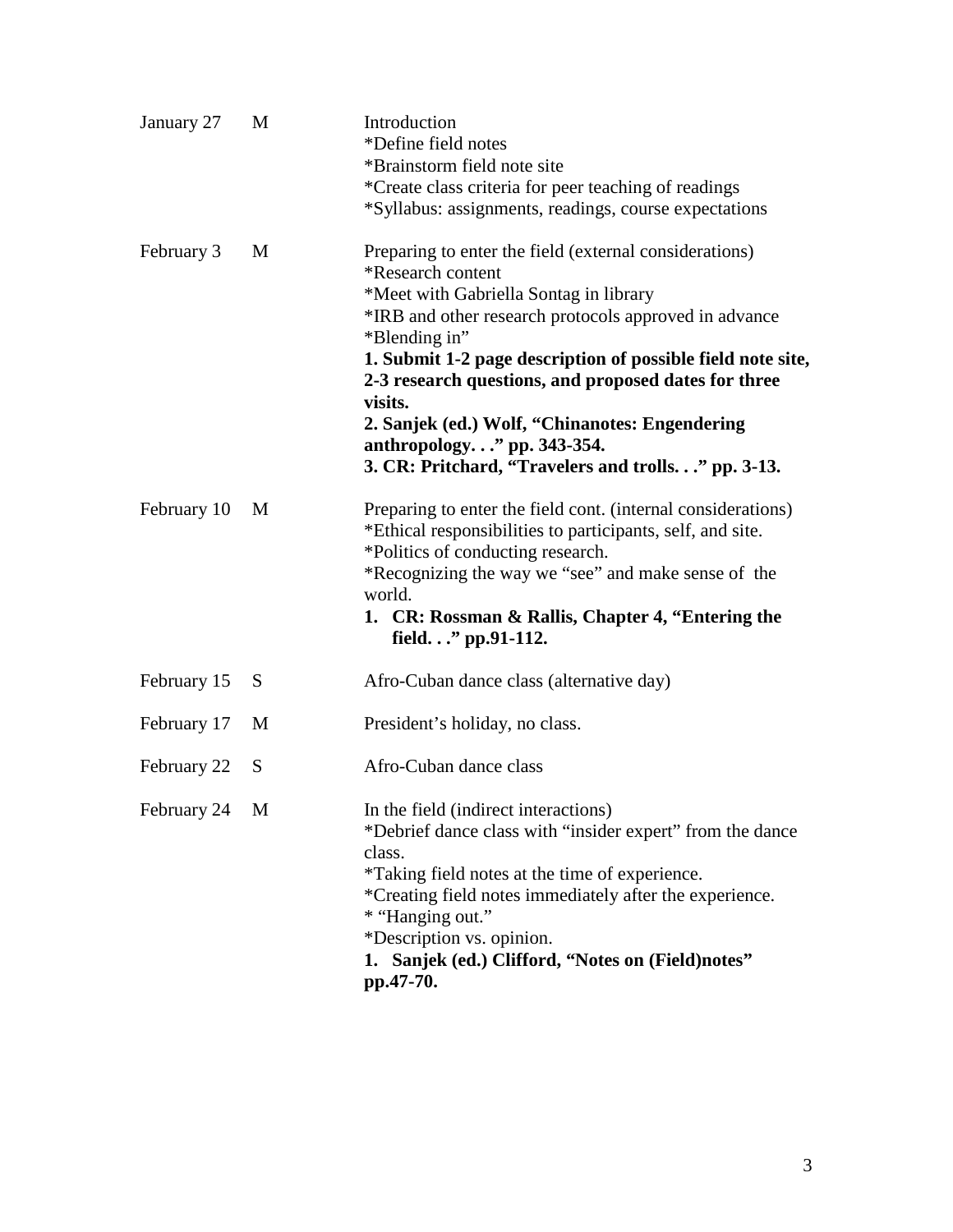| | | |
|---|---|---|
| January 27 | M | Introduction<br>*Define field notes<br>*Brainstorm field note site<br>*Create class criteria for peer teaching of readings<br>*Syllabus: assignments, readings, course expectations |
| February 3 | M | Preparing to enter the field (external considerations)<br>*Research content<br>*Meet with Gabriella Sontag in library<br>*IRB and other research protocols approved in advance<br>*Blending in"<br>**1. Submit 1-2 page description of possible field note site, 2-3 research questions, and proposed dates for three visits.**<br>**2. Sanjek (ed.) Wolf, "Chinanotes: Engendering anthropology. . ." pp. 343-354.**<br>**3. CR: Pritchard, "Travelers and trolls. . ." pp. 3-13.** |
| February 10 | M | Preparing to enter the field cont. (internal considerations)<br>*Ethical responsibilities to participants, self, and site.<br>*Politics of conducting research.<br>*Recognizing the way we "see" and make sense of the world.<br>**1. CR: Rossman & Rallis, Chapter 4, "Entering the field. . ." pp.91-112.** |
| February 15 | S | Afro-Cuban dance class (alternative day) |
| February 17 | M | President's holiday, no class. |
| February 22 | S | Afro-Cuban dance class |
| February 24 | M | In the field (indirect interactions)<br>*Debrief dance class with "insider expert" from the dance class.<br>*Taking field notes at the time of experience.<br>*Creating field notes immediately after the experience.<br>* "Hanging out."<br>*Description vs. opinion.<br>**1. Sanjek (ed.) Clifford, "Notes on (Field)notes" pp.47-70.** |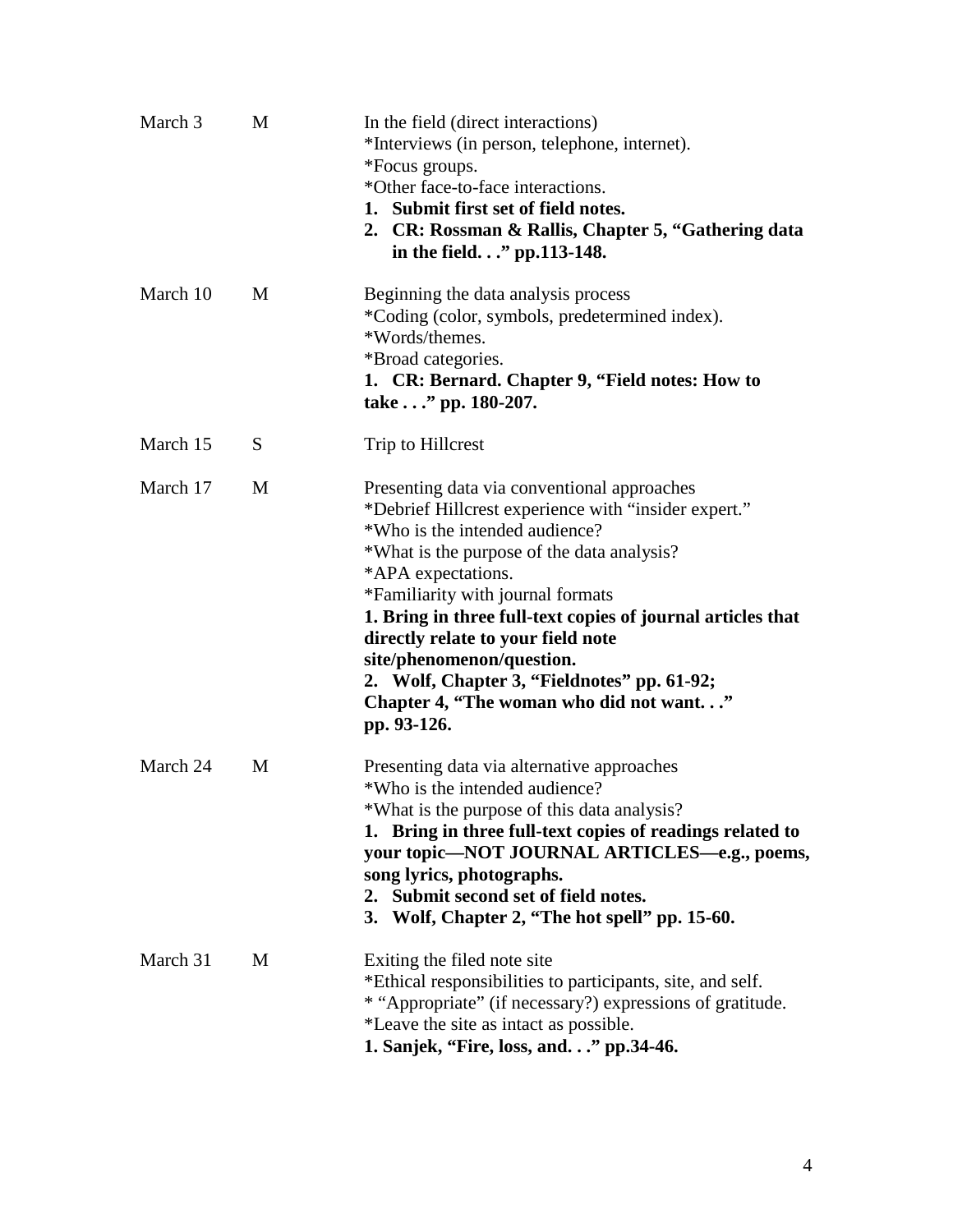| | | |
|---|---|---|
| March 3 | M | In the field (direct interactions)<br>*Interviews (in person, telephone, internet).<br>*Focus groups.<br>*Other face-to-face interactions.<br>**1. Submit first set of field notes.**<br>**2. CR: Rossman & Rallis, Chapter 5, "Gathering data in the field. . ." pp.113-148.** |
| March 10 | M | Beginning the data analysis process<br>*Coding (color, symbols, predetermined index).<br>*Words/themes.<br>*Broad categories.<br>**1. CR: Bernard. Chapter 9, "Field notes: How to take . . ." pp. 180-207.** |
| March 15 | S | Trip to Hillcrest |
| March 17 | M | Presenting data via conventional approaches<br>*Debrief Hillcrest experience with "insider expert."<br>*Who is the intended audience?<br>*What is the purpose of the data analysis?<br>*APA expectations.<br>*Familiarity with journal formats<br>**1. Bring in three full-text copies of journal articles that directly relate to your field note site/phenomenon/question.**<br>**2. Wolf, Chapter 3, "Fieldnotes" pp. 61-92; Chapter 4, "The woman who did not want. . ." pp. 93-126.** |
| March 24 | M | Presenting data via alternative approaches<br>*Who is the intended audience?<br>*What is the purpose of this data analysis?<br>**1. Bring in three full-text copies of readings related to your topic—NOT JOURNAL ARTICLES—e.g., poems, song lyrics, photographs.**<br>**2. Submit second set of field notes.**<br>**3. Wolf, Chapter 2, "The hot spell" pp. 15-60.** |
| March 31 | M | Exiting the filed note site<br>*Ethical responsibilities to participants, site, and self.<br>* "Appropriate" (if necessary?) expressions of gratitude.<br>*Leave the site as intact as possible.<br>**1. Sanjek, "Fire, loss, and. . ." pp.34-46.** |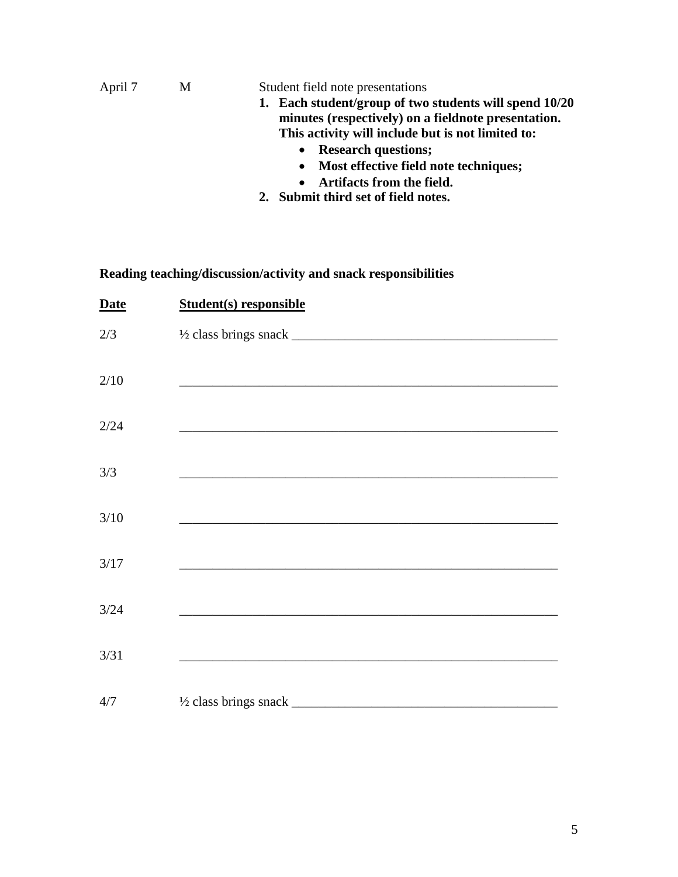| | | |
|---|---|---|
| April 7 | M | Student field note presentations<br>1. **Each student/group of two students will spend 10/20 minutes (respectively) on a fieldnote presentation. This activity will include but is not limited to:**<br>• **Research questions;**<br>• **Most effective field note techniques;**<br>• **Artifacts from the field.**<br>2. **Submit third set of field notes.** |

**Reading teaching/discussion/activity and snack responsibilities**

| <u>**Date**</u> | <u>**Student(s) responsible**</u> |
|---|---|
| 2/3 | ½ class brings snack ________________________________________ |
| 2/10 | __________________________________________________________ |
| 2/24 | __________________________________________________________ |
| 3/3 | __________________________________________________________ |
| 3/10 | __________________________________________________________ |
| 3/17 | __________________________________________________________ |
| 3/24 | __________________________________________________________ |
| 3/31 | __________________________________________________________ |
| 4/7 | ½ class brings snack ________________________________________ |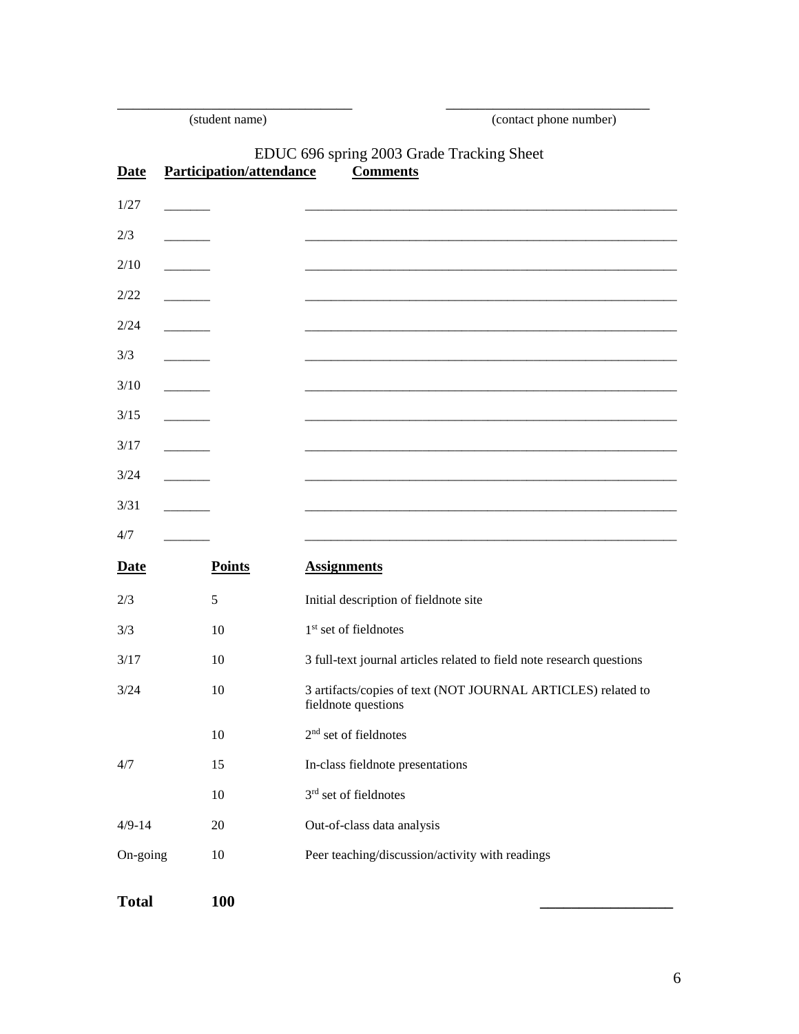\_\_\_\_\_\_\_\_\_\_\_\_\_\_\_\_\_\_\_\_\_\_\_\_\_\_\_\_\_\_ (student name)

\_\_\_\_\_\_\_\_\_\_\_\_\_\_\_\_\_\_\_\_\_\_\_\_\_\_\_\_\_\_ (contact phone number)

# EDUC 696 spring 2003 Grade Tracking Sheet

| **Date** | **Participation/attendance** | **Comments** |
|---|---|---|
| 1/27 | _______ | ______________________________________________________ |
| 2/3 | _______ | ______________________________________________________ |
| 2/10 | _______ | ______________________________________________________ |
| 2/22 | _______ | ______________________________________________________ |
| 2/24 | _______ | ______________________________________________________ |
| 3/3 | _______ | ______________________________________________________ |
| 3/10 | _______ | ______________________________________________________ |
| 3/15 | _______ | ______________________________________________________ |
| 3/17 | _______ | ______________________________________________________ |
| 3/24 | _______ | ______________________________________________________ |
| 3/31 | _______ | ______________________________________________________ |
| 4/7 | _______ | ______________________________________________________ |

| **Date** | **Points** | **Assignments** |
|---|---|---|
| 2/3 | 5 | Initial description of fieldnote site |
| 3/3 | 10 | 1st set of fieldnotes |
| 3/17 | 10 | 3 full-text journal articles related to field note research questions |
| 3/24 | 10 | 3 artifacts/copies of text (NOT JOURNAL ARTICLES) related to fieldnote questions |
| | 10 | 2nd set of fieldnotes |
| 4/7 | 15 | In-class fieldnote presentations |
| | 10 | 3rd set of fieldnotes |
| 4/9-14 | 20 | Out-of-class data analysis |
| On-going | 10 | Peer teaching/discussion/activity with readings |
| **Total** | **100** | \_\_\_\_\_\_\_\_\_\_\_\_\_\_\_\_\_\_ |